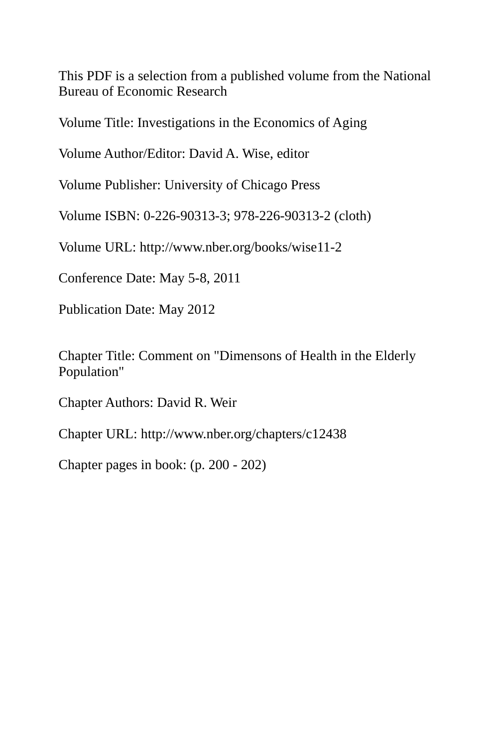This PDF is a selection from a published volume from the National Bureau of Economic Research

Volume Title: Investigations in the Economics of Aging

Volume Author/Editor: David A. Wise, editor

Volume Publisher: University of Chicago Press

Volume ISBN: 0-226-90313-3; 978-226-90313-2 (cloth)

Volume URL: http://www.nber.org/books/wise11-2

Conference Date: May 5-8, 2011

Publication Date: May 2012

Chapter Title: Comment on "Dimensons of Health in the Elderly Population"

Chapter Authors: David R. Weir

Chapter URL: http://www.nber.org/chapters/c12438

Chapter pages in book: (p. 200 - 202)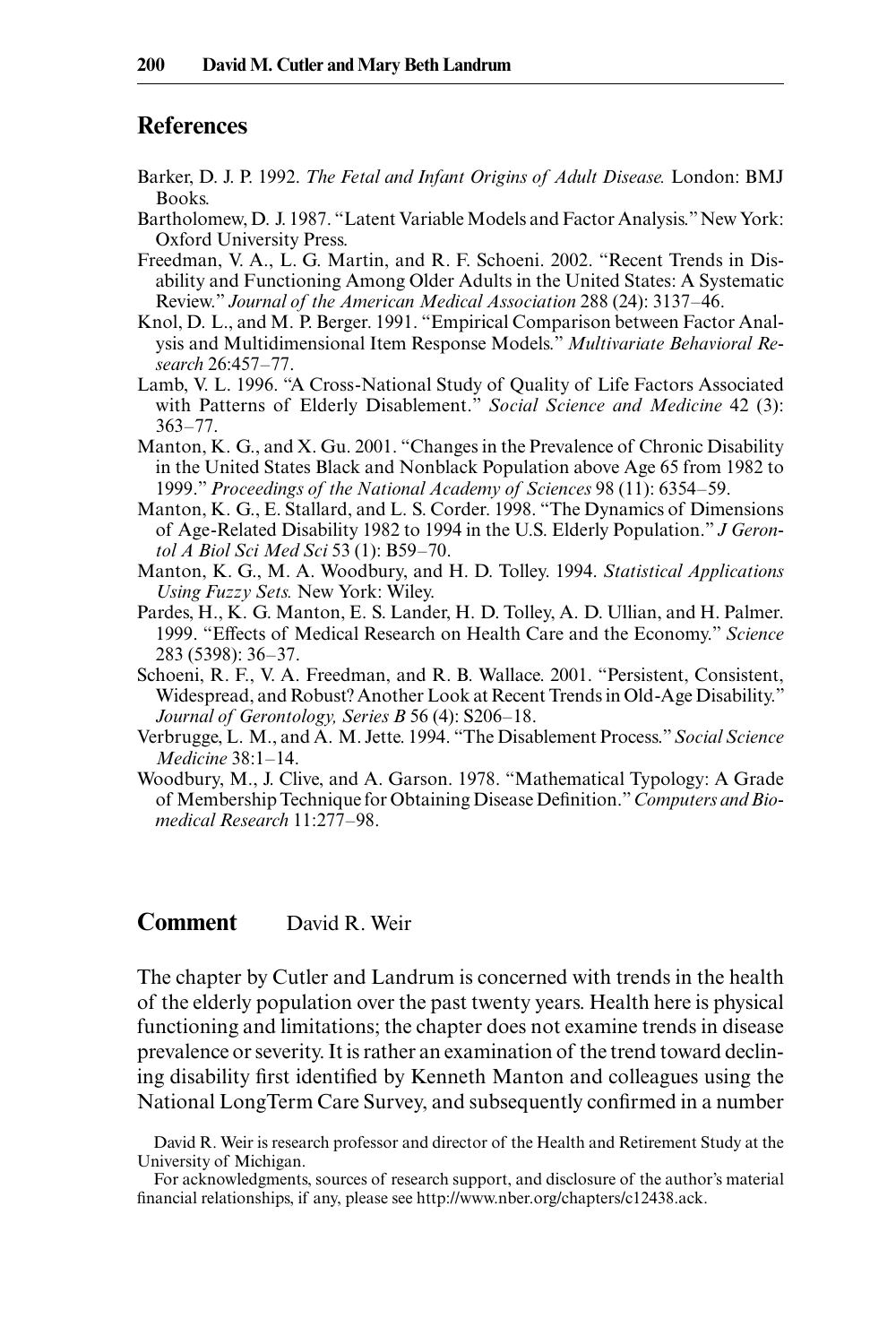## References

Barker, D. J. P. 1992. *The Fetal and Infant Origins of Adult Disease.* London: BMJ Books.

Bartholomew, D. J. 1987. "Latent Variable Models and Factor Analysis." New York: Oxford University Press.

Freedman, V. A., L. G. Martin, and R. F. Schoeni. 2002. "Recent Trends in Disability and Functioning Among Older Adults in the United States: A Systematic Review." *Journal of the American Medical Association* 288 (24): 3137–46.

Knol, D. L., and M. P. Berger. 1991. "Empirical Comparison between Factor Analysis and Multidimensional Item Response Models." *Multivariate Behavioral Research* 26:457–77.

Lamb, V. L. 1996. "A Cross-National Study of Quality of Life Factors Associated with Patterns of Elderly Disablement." *Social Science and Medicine* 42 (3): 363–77.

Manton, K. G., and X. Gu. 2001. "Changes in the Prevalence of Chronic Disability in the United States Black and Nonblack Population above Age 65 from 1982 to 1999." *Proceedings of the National Academy of Sciences* 98 (11): 6354–59.

Manton, K. G., E. Stallard, and L. S. Corder. 1998. "The Dynamics of Dimensions of Age-Related Disability 1982 to 1994 in the U.S. Elderly Population." *J Gerontol A Biol Sci Med Sci* 53 (1): B59–70.

Manton, K. G., M. A. Woodbury, and H. D. Tolley. 1994. *Statistical Applications Using Fuzzy Sets.* New York: Wiley.

Pardes, H., K. G. Manton, E. S. Lander, H. D. Tolley, A. D. Ullian, and H. Palmer. 1999. "Effects of Medical Research on Health Care and the Economy." *Science* 283 (5398): 36–37.

Schoeni, R. F., V. A. Freedman, and R. B. Wallace. 2001. "Persistent, Consistent, Widespread, and Robust? Another Look at Recent Trends in Old-Age Disability." *Journal of Gerontology, Series B* 56 (4): S206–18.

Verbrugge, L. M., and A. M. Jette. 1994. "The Disablement Process." *Social Science Medicine* 38:1–14.

Woodbury, M., J. Clive, and A. Garson. 1978. "Mathematical Typology: A Grade of Membership Technique for Obtaining Disease Definition." *Computers and Biomedical Research* 11:277–98.

## Comment David R. Weir

The chapter by Cutler and Landrum is concerned with trends in the health of the elderly population over the past twenty years. Health here is physical functioning and limitations; the chapter does not examine trends in disease prevalence or severity. It is rather an examination of the trend toward declining disability first identified by Kenneth Manton and colleagues using the National LongTerm Care Survey, and subsequently confirmed in a number

David R. Weir is research professor and director of the Health and Retirement Study at the University of Michigan.

For acknowledgments, sources of research support, and disclosure of the author's material financial relationships, if any, please see http://www.nber.org/chapters/c12438.ack.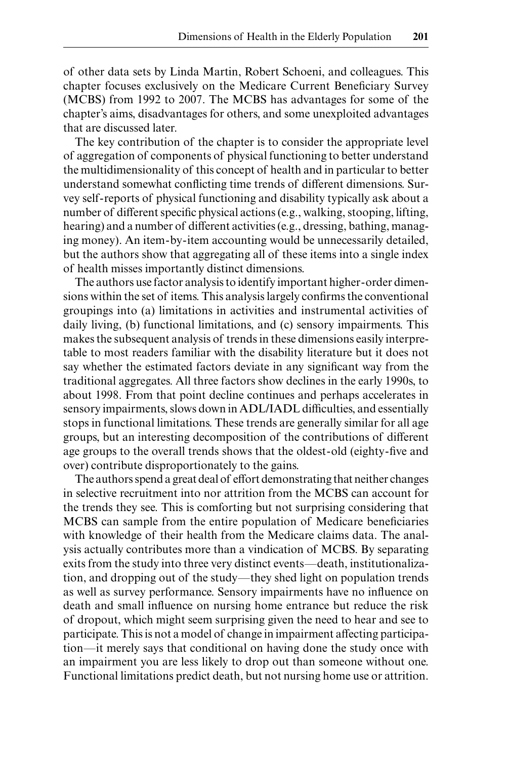of other data sets by Linda Martin, Robert Schoeni, and colleagues. This chapter focuses exclusively on the Medicare Current Beneficiary Survey (MCBS) from 1992 to 2007. The MCBS has advantages for some of the chapter's aims, disadvantages for others, and some unexploited advantages that are discussed later.

The key contribution of the chapter is to consider the appropriate level of aggregation of components of physical functioning to better understand the multidimensionality of this concept of health and in particular to better understand somewhat conflicting time trends of different dimensions. Survey self-reports of physical functioning and disability typically ask about a number of different specific physical actions (e.g., walking, stooping, lifting, hearing) and a number of different activities (e.g., dressing, bathing, managing money). An item-by-item accounting would be unnecessarily detailed, but the authors show that aggregating all of these items into a single index of health misses importantly distinct dimensions.

The authors use factor analysis to identify important higher-order dimensions within the set of items. This analysis largely confirms the conventional groupings into (a) limitations in activities and instrumental activities of daily living, (b) functional limitations, and (c) sensory impairments. This makes the subsequent analysis of trends in these dimensions easily interpretable to most readers familiar with the disability literature but it does not say whether the estimated factors deviate in any significant way from the traditional aggregates. All three factors show declines in the early 1990s, to about 1998. From that point decline continues and perhaps accelerates in sensory impairments, slows down in ADL/IADL difficulties, and essentially stops in functional limitations. These trends are generally similar for all age groups, but an interesting decomposition of the contributions of different age groups to the overall trends shows that the oldest-old (eighty-five and over) contribute disproportionately to the gains.

The authors spend a great deal of effort demonstrating that neither changes in selective recruitment into nor attrition from the MCBS can account for the trends they see. This is comforting but not surprising considering that MCBS can sample from the entire population of Medicare beneficiaries with knowledge of their health from the Medicare claims data. The analysis actually contributes more than a vindication of MCBS. By separating exits from the study into three very distinct events—death, institutionalization, and dropping out of the study—they shed light on population trends as well as survey performance. Sensory impairments have no influence on death and small influence on nursing home entrance but reduce the risk of dropout, which might seem surprising given the need to hear and see to participate. This is not a model of change in impairment affecting participation—it merely says that conditional on having done the study once with an impairment you are less likely to drop out than someone without one. Functional limitations predict death, but not nursing home use or attrition.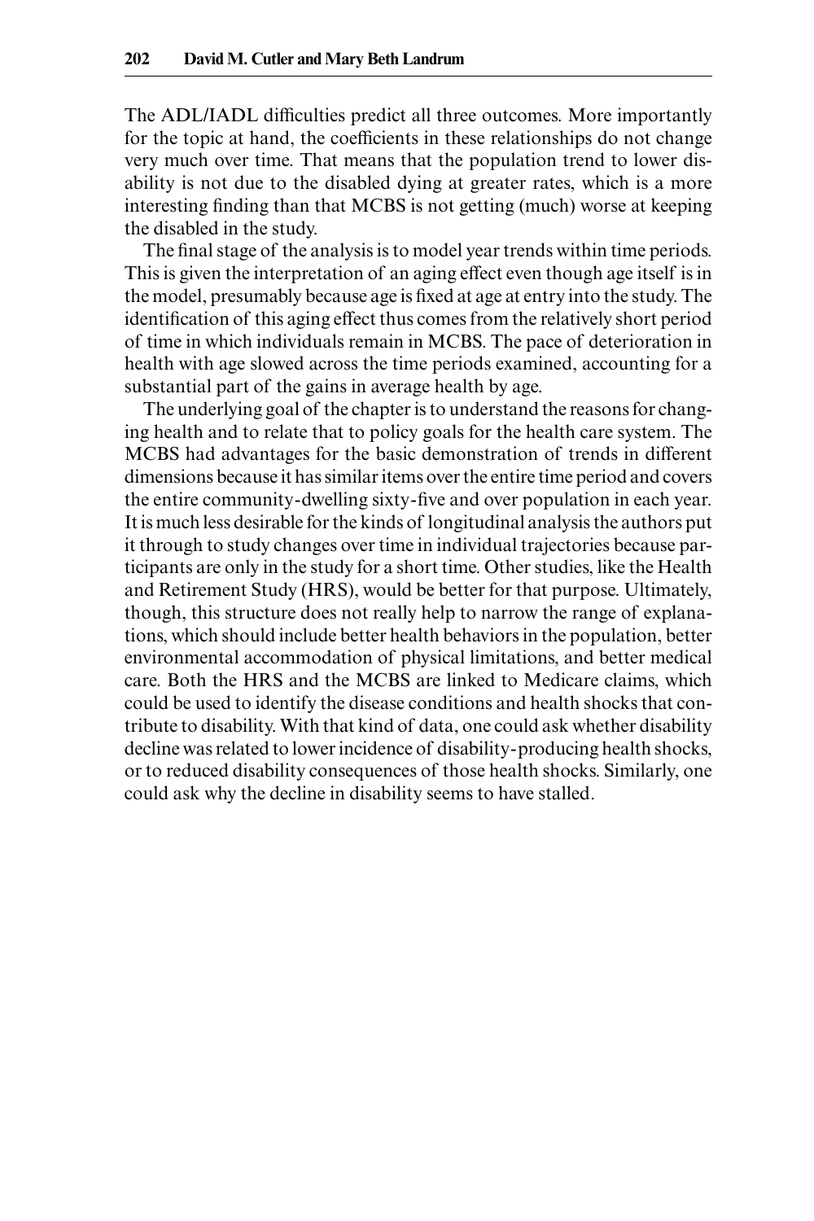The ADL/IADL difficulties predict all three outcomes. More importantly for the topic at hand, the coefficients in these relationships do not change very much over time. That means that the population trend to lower disability is not due to the disabled dying at greater rates, which is a more interesting finding than that MCBS is not getting (much) worse at keeping the disabled in the study.

The final stage of the analysis is to model year trends within time periods. This is given the interpretation of an aging effect even though age itself is in the model, presumably because age is fixed at age at entry into the study. The identification of this aging effect thus comes from the relatively short period of time in which individuals remain in MCBS. The pace of deterioration in health with age slowed across the time periods examined, accounting for a substantial part of the gains in average health by age.

The underlying goal of the chapter is to understand the reasons for changing health and to relate that to policy goals for the health care system. The MCBS had advantages for the basic demonstration of trends in different dimensions because it has similar items over the entire time period and covers the entire community-dwelling sixty-five and over population in each year. It is much less desirable for the kinds of longitudinal analysis the authors put it through to study changes over time in individual trajectories because participants are only in the study for a short time. Other studies, like the Health and Retirement Study (HRS), would be better for that purpose. Ultimately, though, this structure does not really help to narrow the range of explanations, which should include better health behaviors in the population, better environmental accommodation of physical limitations, and better medical care. Both the HRS and the MCBS are linked to Medicare claims, which could be used to identify the disease conditions and health shocks that contribute to disability. With that kind of data, one could ask whether disability decline was related to lower incidence of disability-producing health shocks, or to reduced disability consequences of those health shocks. Similarly, one could ask why the decline in disability seems to have stalled.